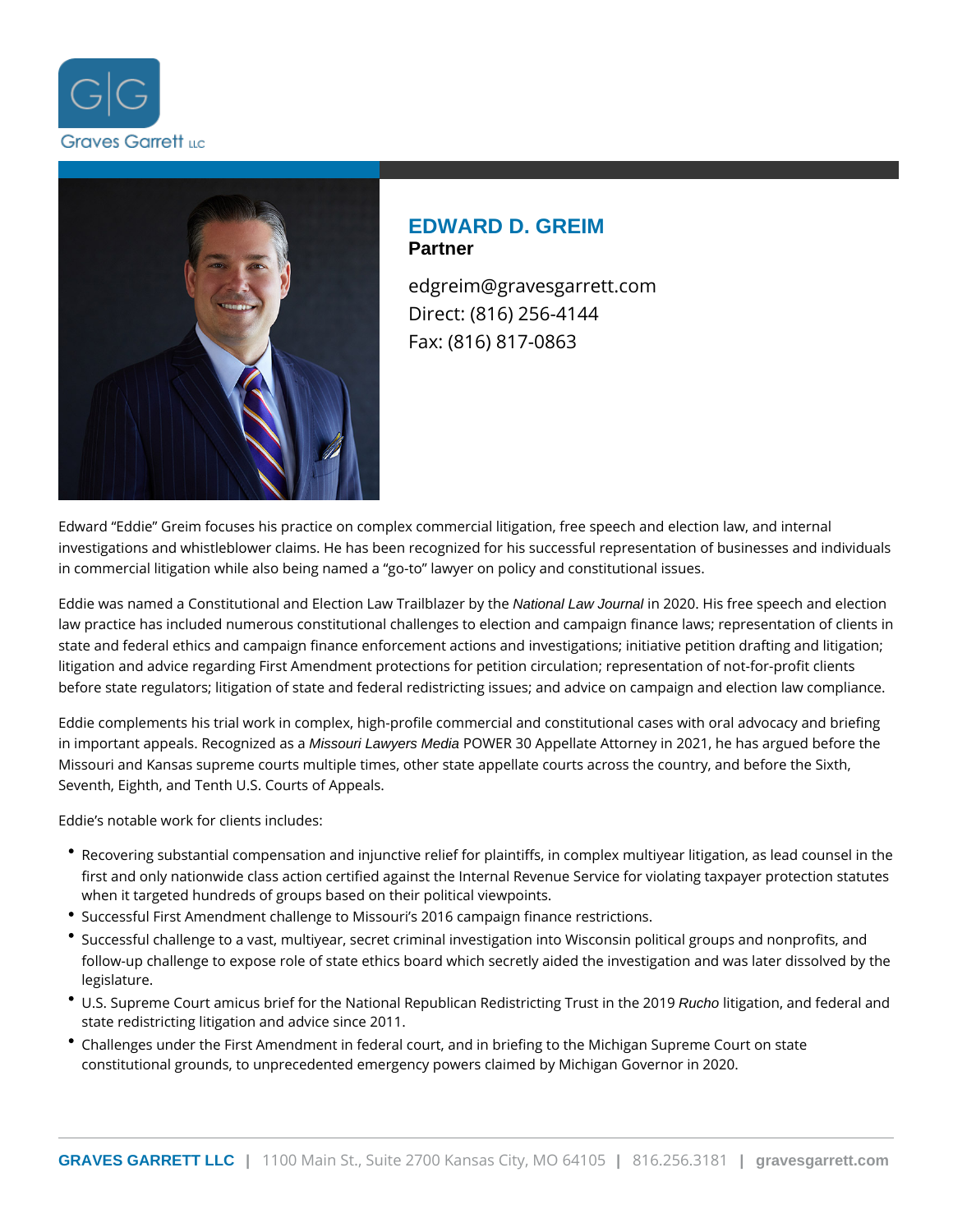Graves Garrett LLC

# EDWARD D. GREIM

**Partner**

edgreim@gravesgarrett.com
Direct: (816) 256-4144
Fax: (816) 817-0863

Edward "Eddie" Greim focuses his practice on complex commercial litigation, free speech and election law, and internal investigations and whistleblower claims. He has been recognized for his successful representation of businesses and individuals in commercial litigation while also being named a "go-to" lawyer on policy and constitutional issues.

Eddie was named a Constitutional and Election Law Trailblazer by the *National Law Journal* in 2020. His free speech and election law practice has included numerous constitutional challenges to election and campaign finance laws; representation of clients in state and federal ethics and campaign finance enforcement actions and investigations; initiative petition drafting and litigation; litigation and advice regarding First Amendment protections for petition circulation; representation of not-for-profit clients before state regulators; litigation of state and federal redistricting issues; and advice on campaign and election law compliance.

Eddie complements his trial work in complex, high-profile commercial and constitutional cases with oral advocacy and briefing in important appeals. Recognized as a *Missouri Lawyers Media* POWER 30 Appellate Attorney in 2021, he has argued before the Missouri and Kansas supreme courts multiple times, other state appellate courts across the country, and before the Sixth, Seventh, Eighth, and Tenth U.S. Courts of Appeals.

Eddie's notable work for clients includes:

- Recovering substantial compensation and injunctive relief for plaintiffs, in complex multiyear litigation, as lead counsel in the first and only nationwide class action certified against the Internal Revenue Service for violating taxpayer protection statutes when it targeted hundreds of groups based on their political viewpoints.
- Successful First Amendment challenge to Missouri's 2016 campaign finance restrictions.
- Successful challenge to a vast, multiyear, secret criminal investigation into Wisconsin political groups and nonprofits, and follow-up challenge to expose role of state ethics board which secretly aided the investigation and was later dissolved by the legislature.
- U.S. Supreme Court amicus brief for the National Republican Redistricting Trust in the 2019 *Rucho* litigation, and federal and state redistricting litigation and advice since 2011.
- Challenges under the First Amendment in federal court, and in briefing to the Michigan Supreme Court on state constitutional grounds, to unprecedented emergency powers claimed by Michigan Governor in 2020.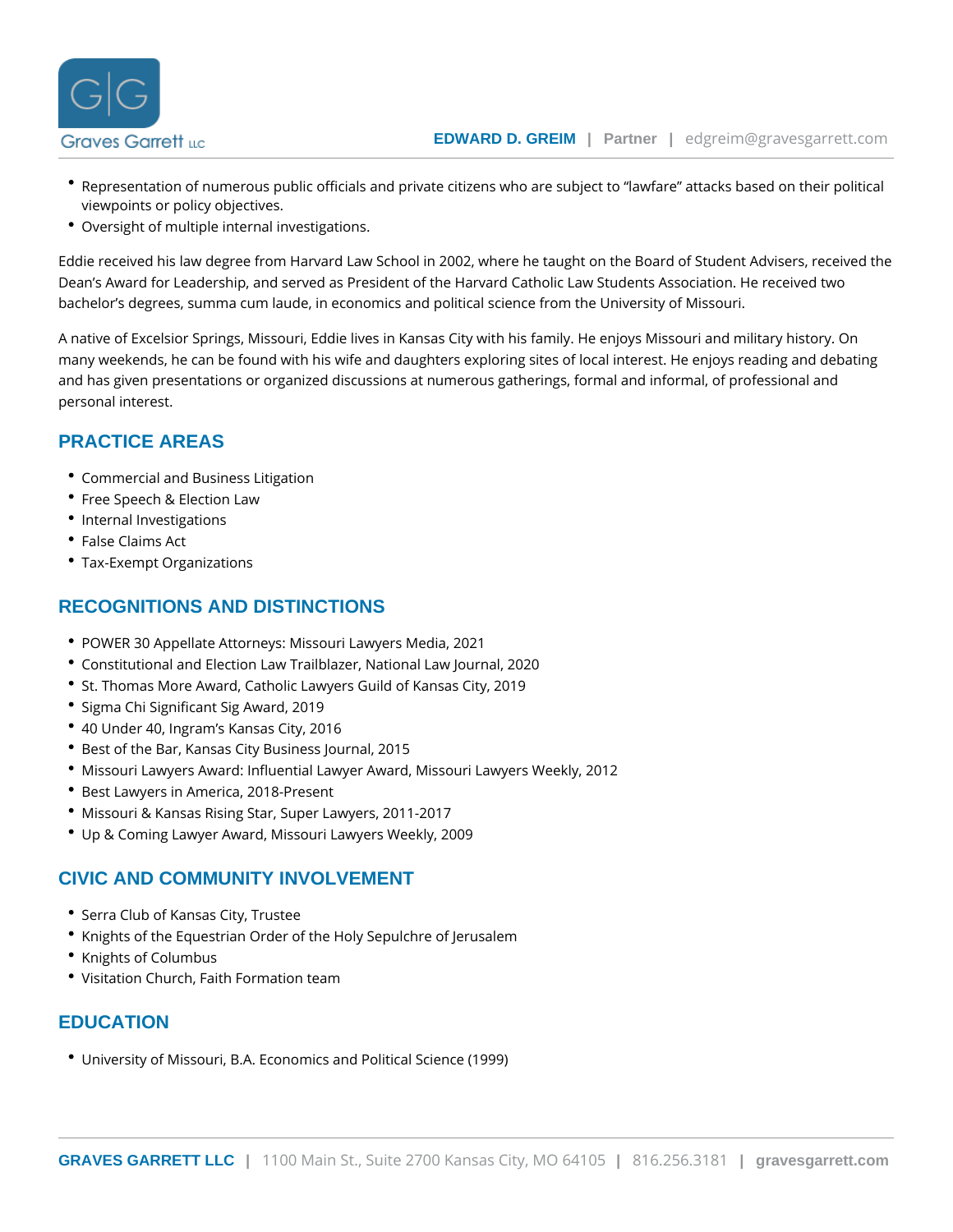- Representation of numerous public officials and private citizens who are subject to "lawfare" attacks based on their political viewpoints or policy objectives.
- Oversight of multiple internal investigations.

Eddie received his law degree from Harvard Law School in 2002, where he taught on the Board of Student Advisers, received the Dean's Award for Leadership, and served as President of the Harvard Catholic Law Students Association. He received two bachelor's degrees, summa cum laude, in economics and political science from the University of Missouri.

A native of Excelsior Springs, Missouri, Eddie lives in Kansas City with his family. He enjoys Missouri and military history. On many weekends, he can be found with his wife and daughters exploring sites of local interest. He enjoys reading and debating and has given presentations or organized discussions at numerous gatherings, formal and informal, of professional and personal interest.

## PRACTICE AREAS

- Commercial and Business Litigation
- Free Speech & Election Law
- Internal Investigations
- False Claims Act
- Tax-Exempt Organizations

## RECOGNITIONS AND DISTINCTIONS

- POWER 30 Appellate Attorneys: Missouri Lawyers Media, 2021
- Constitutional and Election Law Trailblazer, National Law Journal, 2020
- St. Thomas More Award, Catholic Lawyers Guild of Kansas City, 2019
- Sigma Chi Significant Sig Award, 2019
- 40 Under 40, Ingram's Kansas City, 2016
- Best of the Bar, Kansas City Business Journal, 2015
- Missouri Lawyers Award: Influential Lawyer Award, Missouri Lawyers Weekly, 2012
- Best Lawyers in America, 2018-Present
- Missouri & Kansas Rising Star, Super Lawyers, 2011-2017
- Up & Coming Lawyer Award, Missouri Lawyers Weekly, 2009

## CIVIC AND COMMUNITY INVOLVEMENT

- Serra Club of Kansas City, Trustee
- Knights of the Equestrian Order of the Holy Sepulchre of Jerusalem
- Knights of Columbus
- Visitation Church, Faith Formation team

## EDUCATION

- University of Missouri, B.A. Economics and Political Science (1999)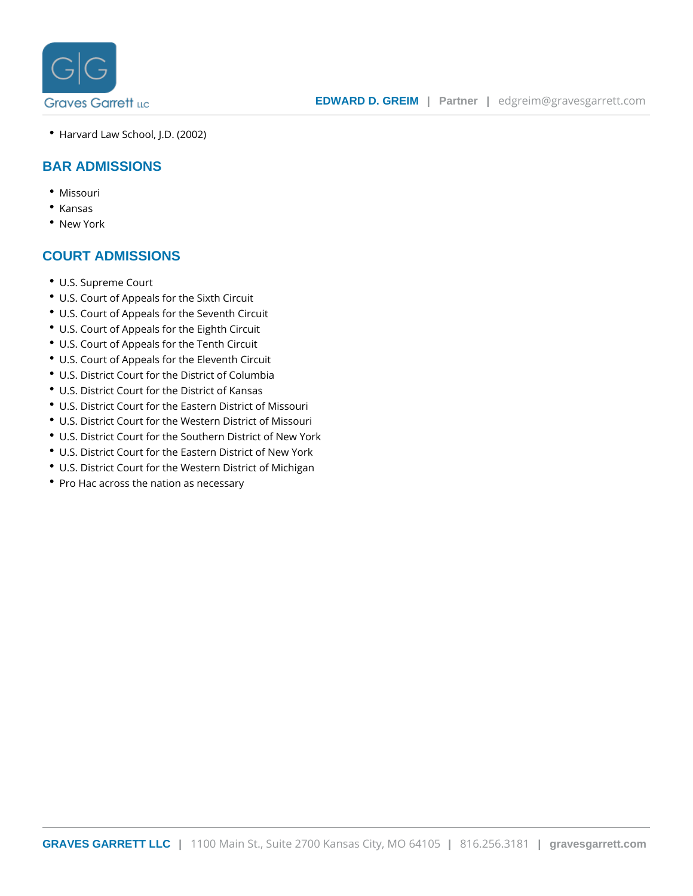- Harvard Law School, J.D. (2002)

## BAR ADMISSIONS

- Missouri
- Kansas
- New York

## COURT ADMISSIONS

- U.S. Supreme Court
- U.S. Court of Appeals for the Sixth Circuit
- U.S. Court of Appeals for the Seventh Circuit
- U.S. Court of Appeals for the Eighth Circuit
- U.S. Court of Appeals for the Tenth Circuit
- U.S. Court of Appeals for the Eleventh Circuit
- U.S. District Court for the District of Columbia
- U.S. District Court for the District of Kansas
- U.S. District Court for the Eastern District of Missouri
- U.S. District Court for the Western District of Missouri
- U.S. District Court for the Southern District of New York
- U.S. District Court for the Eastern District of New York
- U.S. District Court for the Western District of Michigan
- Pro Hac across the nation as necessary